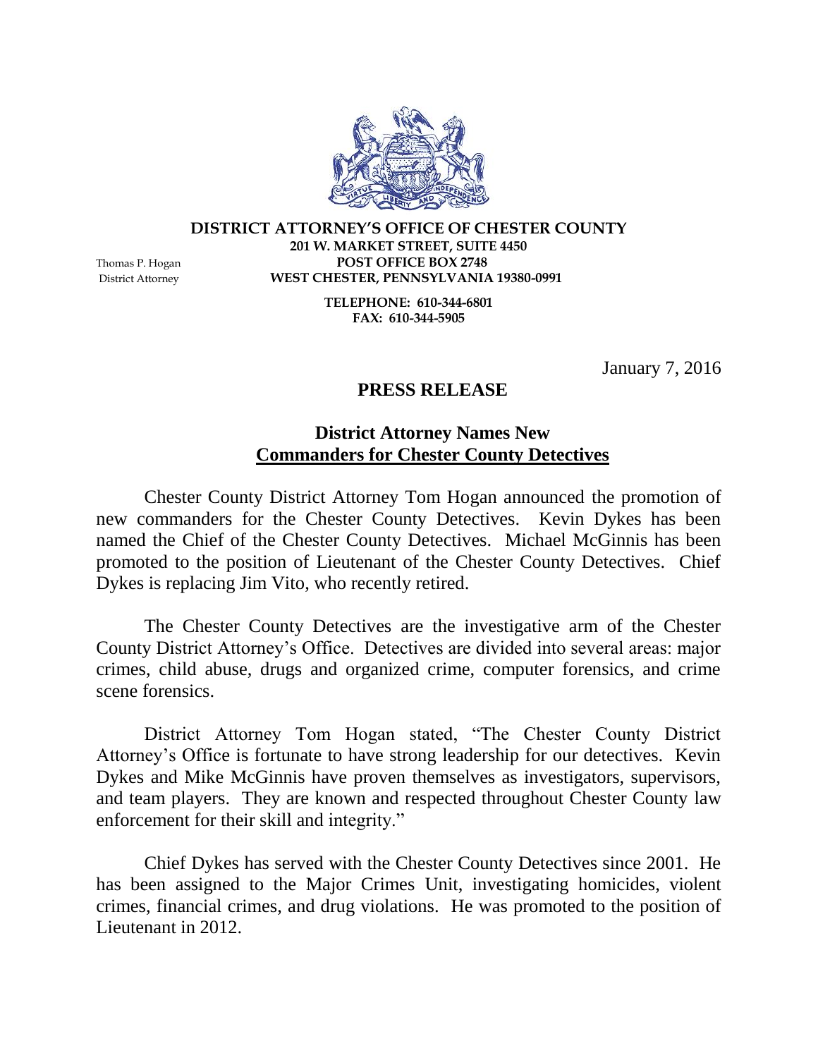**DISTRICT ATTORNEY'S OFFICE OF CHESTER COUNTY**
**201 W. MARKET STREET, SUITE 4450**
**POST OFFICE BOX 2748**
**WEST CHESTER, PENNSYLVANIA 19380-0991**

Thomas P. Hogan
District Attorney

**TELEPHONE: 610-344-6801**
**FAX: 610-344-5905**

January 7, 2016

## PRESS RELEASE

### District Attorney Names New Commanders for Chester County Detectives

Chester County District Attorney Tom Hogan announced the promotion of new commanders for the Chester County Detectives. Kevin Dykes has been named the Chief of the Chester County Detectives. Michael McGinnis has been promoted to the position of Lieutenant of the Chester County Detectives. Chief Dykes is replacing Jim Vito, who recently retired.

The Chester County Detectives are the investigative arm of the Chester County District Attorney's Office. Detectives are divided into several areas: major crimes, child abuse, drugs and organized crime, computer forensics, and crime scene forensics.

District Attorney Tom Hogan stated, "The Chester County District Attorney's Office is fortunate to have strong leadership for our detectives. Kevin Dykes and Mike McGinnis have proven themselves as investigators, supervisors, and team players. They are known and respected throughout Chester County law enforcement for their skill and integrity."

Chief Dykes has served with the Chester County Detectives since 2001. He has been assigned to the Major Crimes Unit, investigating homicides, violent crimes, financial crimes, and drug violations. He was promoted to the position of Lieutenant in 2012.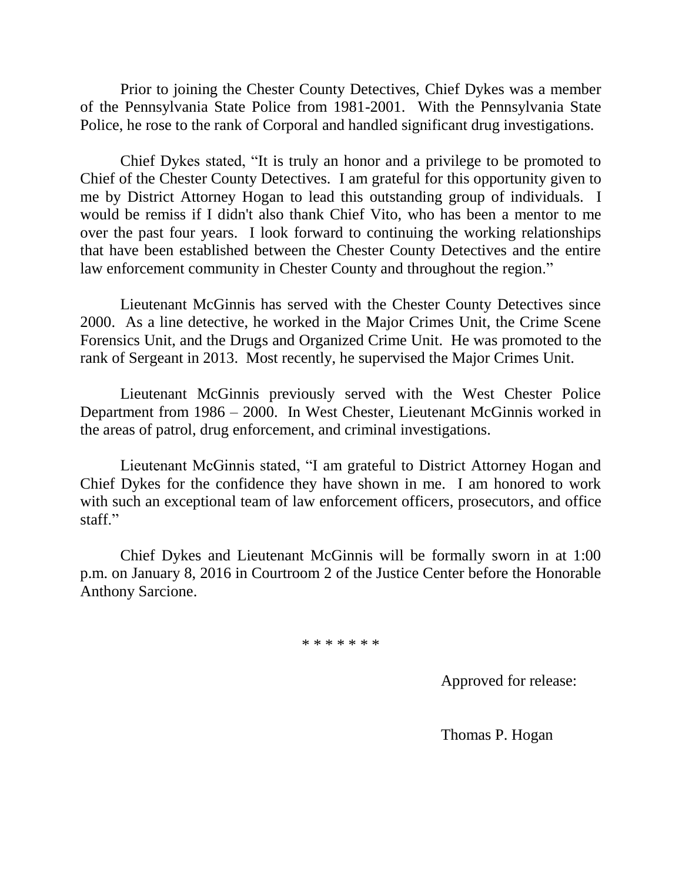Prior to joining the Chester County Detectives, Chief Dykes was a member of the Pennsylvania State Police from 1981-2001. With the Pennsylvania State Police, he rose to the rank of Corporal and handled significant drug investigations.

Chief Dykes stated, "It is truly an honor and a privilege to be promoted to Chief of the Chester County Detectives. I am grateful for this opportunity given to me by District Attorney Hogan to lead this outstanding group of individuals. I would be remiss if I didn't also thank Chief Vito, who has been a mentor to me over the past four years. I look forward to continuing the working relationships that have been established between the Chester County Detectives and the entire law enforcement community in Chester County and throughout the region."

Lieutenant McGinnis has served with the Chester County Detectives since 2000. As a line detective, he worked in the Major Crimes Unit, the Crime Scene Forensics Unit, and the Drugs and Organized Crime Unit. He was promoted to the rank of Sergeant in 2013. Most recently, he supervised the Major Crimes Unit.

Lieutenant McGinnis previously served with the West Chester Police Department from 1986 – 2000. In West Chester, Lieutenant McGinnis worked in the areas of patrol, drug enforcement, and criminal investigations.

Lieutenant McGinnis stated, "I am grateful to District Attorney Hogan and Chief Dykes for the confidence they have shown in me. I am honored to work with such an exceptional team of law enforcement officers, prosecutors, and office staff."

Chief Dykes and Lieutenant McGinnis will be formally sworn in at 1:00 p.m. on January 8, 2016 in Courtroom 2 of the Justice Center before the Honorable Anthony Sarcione.

\* \* \* \* \* \* \*

Approved for release:

Thomas P. Hogan